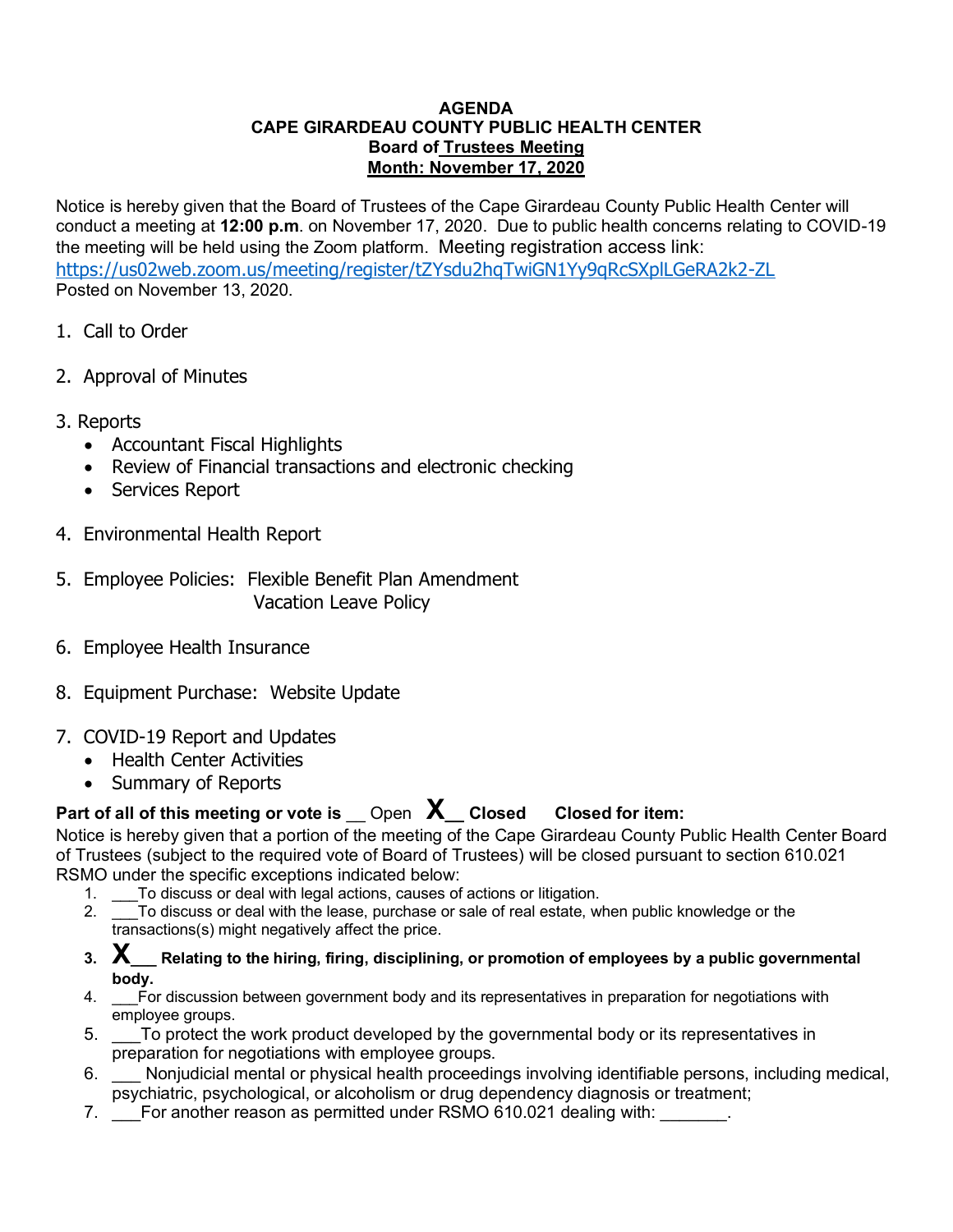**AGENDA**
**CAPE GIRARDEAU COUNTY PUBLIC HEALTH CENTER**
**Board of Trustees Meeting**
**Month: November 17, 2020**

Notice is hereby given that the Board of Trustees of the Cape Girardeau County Public Health Center will conduct a meeting at **12:00 p.m**. on November 17, 2020. Due to public health concerns relating to COVID-19 the meeting will be held using the Zoom platform. Meeting registration access link: https://us02web.zoom.us/meeting/register/tZYsdu2hqTwiGN1Yy9qRcSXplLGeRA2k2-ZL
Posted on November 13, 2020.

1. Call to Order

2. Approval of Minutes

3. Reports
   - Accountant Fiscal Highlights
   - Review of Financial transactions and electronic checking
   - Services Report

4. Environmental Health Report

5. Employee Policies: Flexible Benefit Plan Amendment
   Vacation Leave Policy

6. Employee Health Insurance

8. Equipment Purchase: Website Update

7. COVID-19 Report and Updates
   - Health Center Activities
   - Summary of Reports

**Part of all of this meeting or vote is** __ Open **X__ Closed** **Closed for item:**

Notice is hereby given that a portion of the meeting of the Cape Girardeau County Public Health Center Board of Trustees (subject to the required vote of Board of Trustees) will be closed pursuant to section 610.021 RSMO under the specific exceptions indicated below:

1. ___To discuss or deal with legal actions, causes of actions or litigation.
2. ___To discuss or deal with the lease, purchase or sale of real estate, when public knowledge or the transactions(s) might negatively affect the price.
3. **X___ Relating to the hiring, firing, disciplining, or promotion of employees by a public governmental body.**
4. ___For discussion between government body and its representatives in preparation for negotiations with employee groups.
5. ___To protect the work product developed by the governmental body or its representatives in preparation for negotiations with employee groups.
6. ___ Nonjudicial mental or physical health proceedings involving identifiable persons, including medical, psychiatric, psychological, or alcoholism or drug dependency diagnosis or treatment;
7. ___For another reason as permitted under RSMO 610.021 dealing with: _______.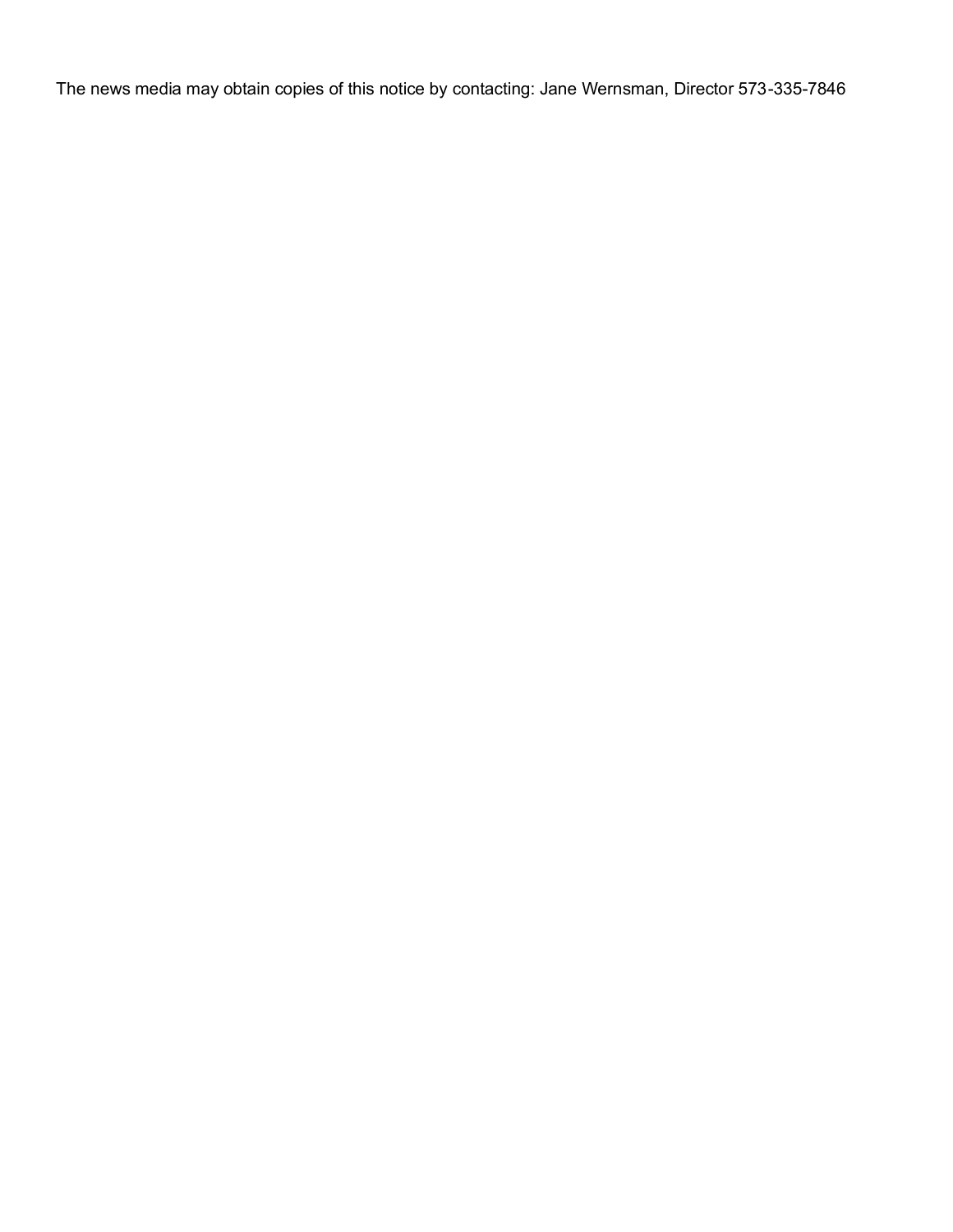The news media may obtain copies of this notice by contacting: Jane Wernsman, Director 573-335-7846